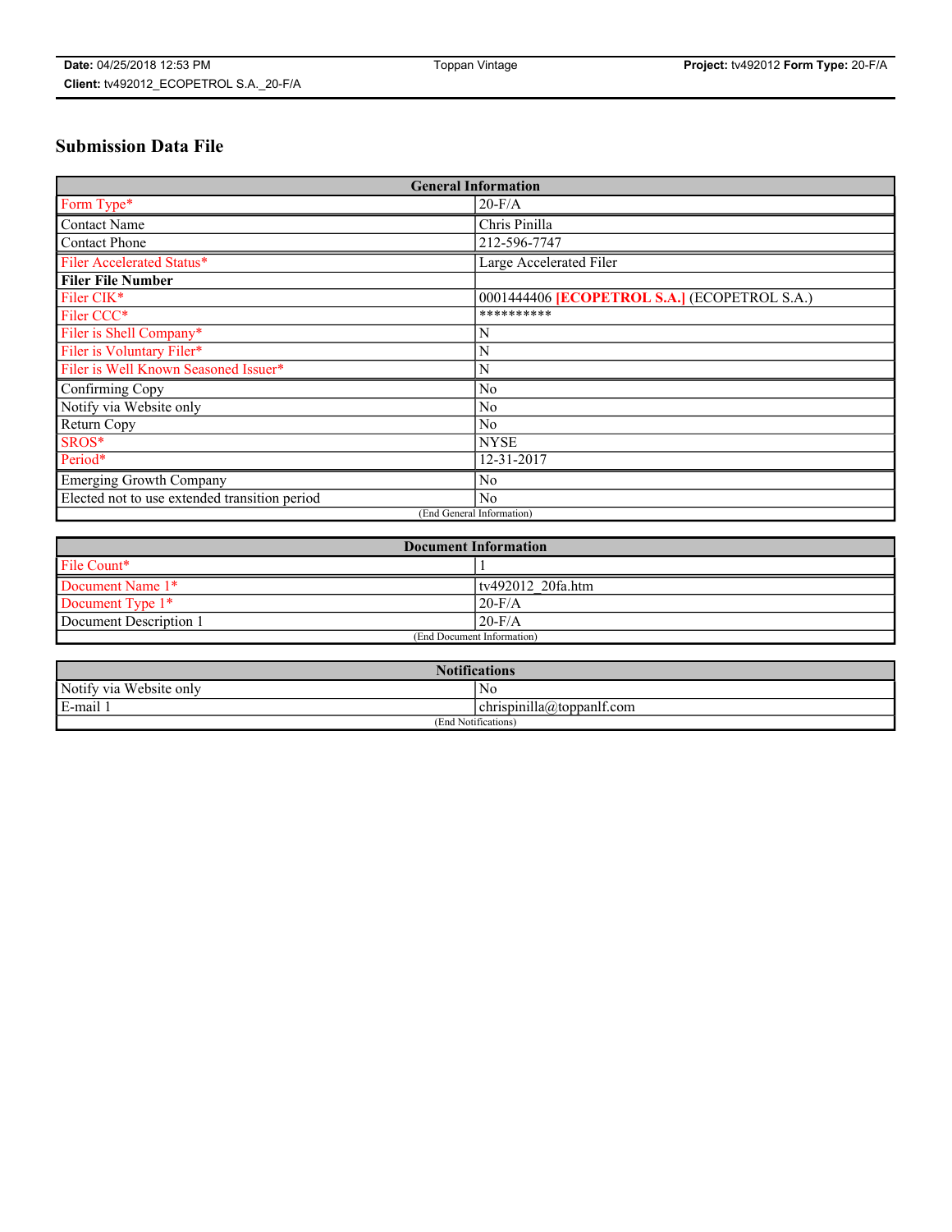# Submission Data File

| General Information | |
|---|---|
| Form Type* | 20-F/A |
| Contact Name | Chris Pinilla |
| Contact Phone | 212-596-7747 |
| Filer Accelerated Status* | Large Accelerated Filer |
| **Filer File Number** | |
| Filer CIK* | 0001444406 **[ECOPETROL S.A.]** (ECOPETROL S.A.) |
| Filer CCC* | ********** |
| Filer is Shell Company* | N |
| Filer is Voluntary Filer* | N |
| Filer is Well Known Seasoned Issuer* | N |
| Confirming Copy | No |
| Notify via Website only | No |
| Return Copy | No |
| SROS* | NYSE |
| Period* | 12-31-2017 |
| Emerging Growth Company | No |
| Elected not to use extended transition period | No |
| (End General Information) | |

| Document Information | |
|---|---|
| File Count* | 1 |
| Document Name 1* | tv492012_20fa.htm |
| Document Type 1* | 20-F/A |
| Document Description 1 | 20-F/A |
| (End Document Information) | |

| Notifications | |
|---|---|
| Notify via Website only | No |
| E-mail 1 | chrispinilla@toppanlf.com |
| (End Notifications) | |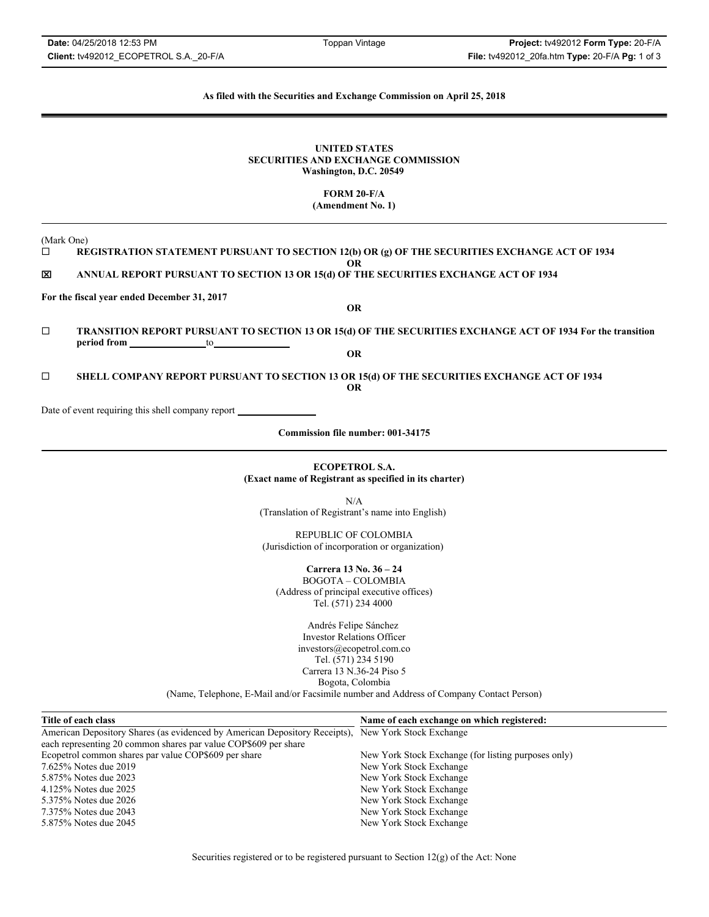As filed with the Securities and Exchange Commission on April 25, 2018

**UNITED STATES**
**SECURITIES AND EXCHANGE COMMISSION**
**Washington, D.C. 20549**

**FORM 20-F/A**
**(Amendment No. 1)**

(Mark One)

☐ **REGISTRATION STATEMENT PURSUANT TO SECTION 12(b) OR (g) OF THE SECURITIES EXCHANGE ACT OF 1934**

**OR**

☒ **ANNUAL REPORT PURSUANT TO SECTION 13 OR 15(d) OF THE SECURITIES EXCHANGE ACT OF 1934**

**For the fiscal year ended December 31, 2017**

**OR**

☐ **TRANSITION REPORT PURSUANT TO SECTION 13 OR 15(d) OF THE SECURITIES EXCHANGE ACT OF 1934 For the transition period from \_\_\_\_\_\_\_\_\_\_ to \_\_\_\_\_\_\_\_\_\_**

**OR**

☐ **SHELL COMPANY REPORT PURSUANT TO SECTION 13 OR 15(d) OF THE SECURITIES EXCHANGE ACT OF 1934**

**OR**

Date of event requiring this shell company report \_\_\_\_\_\_\_\_\_\_

**Commission file number: 001-34175**

**ECOPETROL S.A.**
**(Exact name of Registrant as specified in its charter)**

N/A
(Translation of Registrant's name into English)

REPUBLIC OF COLOMBIA
(Jurisdiction of incorporation or organization)

**Carrera 13 No. 36 – 24**
BOGOTA – COLOMBIA
(Address of principal executive offices)
Tel. (571) 234 4000

Andrés Felipe Sánchez
Investor Relations Officer
investors@ecopetrol.com.co
Tel. (571) 234 5190
Carrera 13 N.36-24 Piso 5
Bogota, Colombia
(Name, Telephone, E-Mail and/or Facsimile number and Address of Company Contact Person)

| Title of each class | Name of each exchange on which registered: |
|---|---|
| American Depository Shares (as evidenced by American Depository Receipts), each representing 20 common shares par value COP$609 per share | New York Stock Exchange |
| Ecopetrol common shares par value COP$609 per share | New York Stock Exchange (for listing purposes only) |
| 7.625% Notes due 2019 | New York Stock Exchange |
| 5.875% Notes due 2023 | New York Stock Exchange |
| 4.125% Notes due 2025 | New York Stock Exchange |
| 5.375% Notes due 2026 | New York Stock Exchange |
| 7.375% Notes due 2043 | New York Stock Exchange |
| 5.875% Notes due 2045 | New York Stock Exchange |

Securities registered or to be registered pursuant to Section 12(g) of the Act: None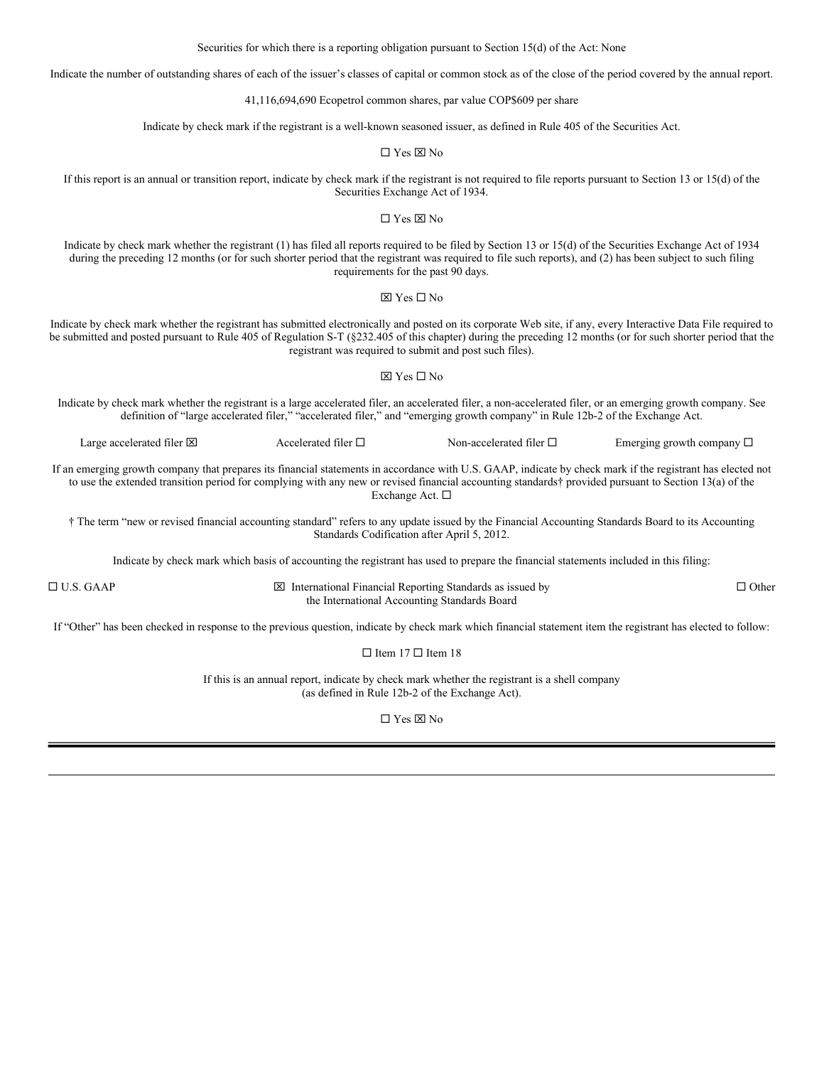Securities for which there is a reporting obligation pursuant to Section 15(d) of the Act: None

Indicate the number of outstanding shares of each of the issuer's classes of capital or common stock as of the close of the period covered by the annual report.

41,116,694,690 Ecopetrol common shares, par value COP$609 per share

Indicate by check mark if the registrant is a well-known seasoned issuer, as defined in Rule 405 of the Securities Act.

☐ Yes ☒ No

If this report is an annual or transition report, indicate by check mark if the registrant is not required to file reports pursuant to Section 13 or 15(d) of the Securities Exchange Act of 1934.

☐ Yes ☒ No

Indicate by check mark whether the registrant (1) has filed all reports required to be filed by Section 13 or 15(d) of the Securities Exchange Act of 1934 during the preceding 12 months (or for such shorter period that the registrant was required to file such reports), and (2) has been subject to such filing requirements for the past 90 days.

☒ Yes ☐ No

Indicate by check mark whether the registrant has submitted electronically and posted on its corporate Web site, if any, every Interactive Data File required to be submitted and posted pursuant to Rule 405 of Regulation S-T (§232.405 of this chapter) during the preceding 12 months (or for such shorter period that the registrant was required to submit and post such files).

☒ Yes ☐ No

Indicate by check mark whether the registrant is a large accelerated filer, an accelerated filer, a non-accelerated filer, or an emerging growth company. See definition of "large accelerated filer," "accelerated filer," and "emerging growth company" in Rule 12b-2 of the Exchange Act.

Large accelerated filer ☒ Accelerated filer ☐ Non-accelerated filer ☐ Emerging growth company ☐

If an emerging growth company that prepares its financial statements in accordance with U.S. GAAP, indicate by check mark if the registrant has elected not to use the extended transition period for complying with any new or revised financial accounting standards† provided pursuant to Section 13(a) of the Exchange Act. ☐

† The term "new or revised financial accounting standard" refers to any update issued by the Financial Accounting Standards Board to its Accounting Standards Codification after April 5, 2012.

Indicate by check mark which basis of accounting the registrant has used to prepare the financial statements included in this filing:

☐ U.S. GAAP ☒ International Financial Reporting Standards as issued by the International Accounting Standards Board ☐ Other

If "Other" has been checked in response to the previous question, indicate by check mark which financial statement item the registrant has elected to follow:

☐ Item 17 ☐ Item 18

If this is an annual report, indicate by check mark whether the registrant is a shell company (as defined in Rule 12b-2 of the Exchange Act).

☐ Yes ☒ No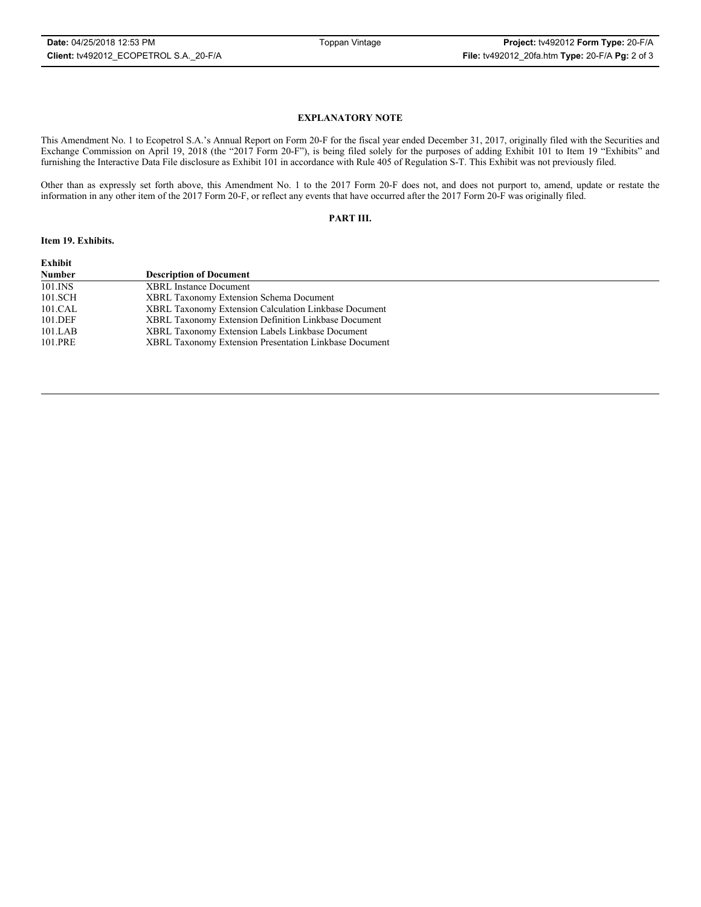## EXPLANATORY NOTE

This Amendment No. 1 to Ecopetrol S.A.'s Annual Report on Form 20-F for the fiscal year ended December 31, 2017, originally filed with the Securities and Exchange Commission on April 19, 2018 (the "2017 Form 20-F"), is being filed solely for the purposes of adding Exhibit 101 to Item 19 "Exhibits" and furnishing the Interactive Data File disclosure as Exhibit 101 in accordance with Rule 405 of Regulation S-T. This Exhibit was not previously filed.

Other than as expressly set forth above, this Amendment No. 1 to the 2017 Form 20-F does not, and does not purport to, amend, update or restate the information in any other item of the 2017 Form 20-F, or reflect any events that have occurred after the 2017 Form 20-F was originally filed.

## PART III.

### Item 19. Exhibits.

| Exhibit Number | Description of Document |
|---|---|
| 101.INS | XBRL Instance Document |
| 101.SCH | XBRL Taxonomy Extension Schema Document |
| 101.CAL | XBRL Taxonomy Extension Calculation Linkbase Document |
| 101.DEF | XBRL Taxonomy Extension Definition Linkbase Document |
| 101.LAB | XBRL Taxonomy Extension Labels Linkbase Document |
| 101.PRE | XBRL Taxonomy Extension Presentation Linkbase Document |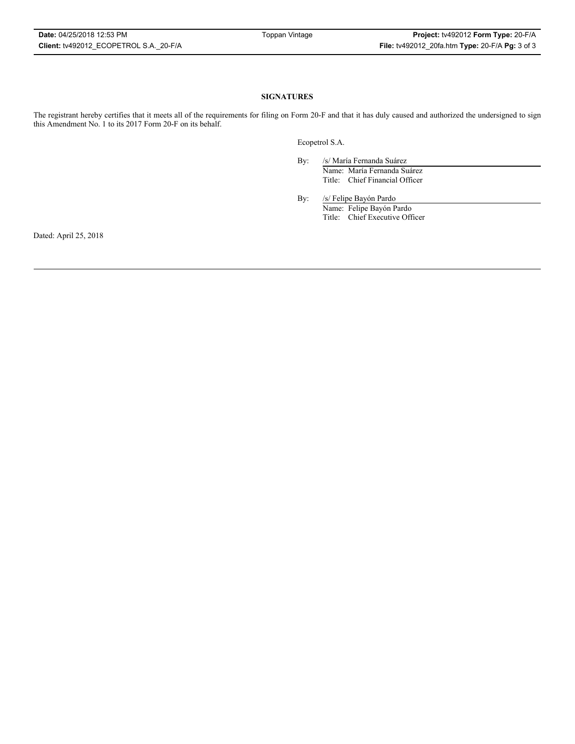## SIGNATURES

The registrant hereby certifies that it meets all of the requirements for filing on Form 20-F and that it has duly caused and authorized the undersigned to sign this Amendment No. 1 to its 2017 Form 20-F on its behalf.

Ecopetrol S.A.

By: /s/ María Fernanda Suárez
Name: María Fernanda Suárez
Title: Chief Financial Officer

By: /s/ Felipe Bayón Pardo
Name: Felipe Bayón Pardo
Title: Chief Executive Officer

Dated: April 25, 2018